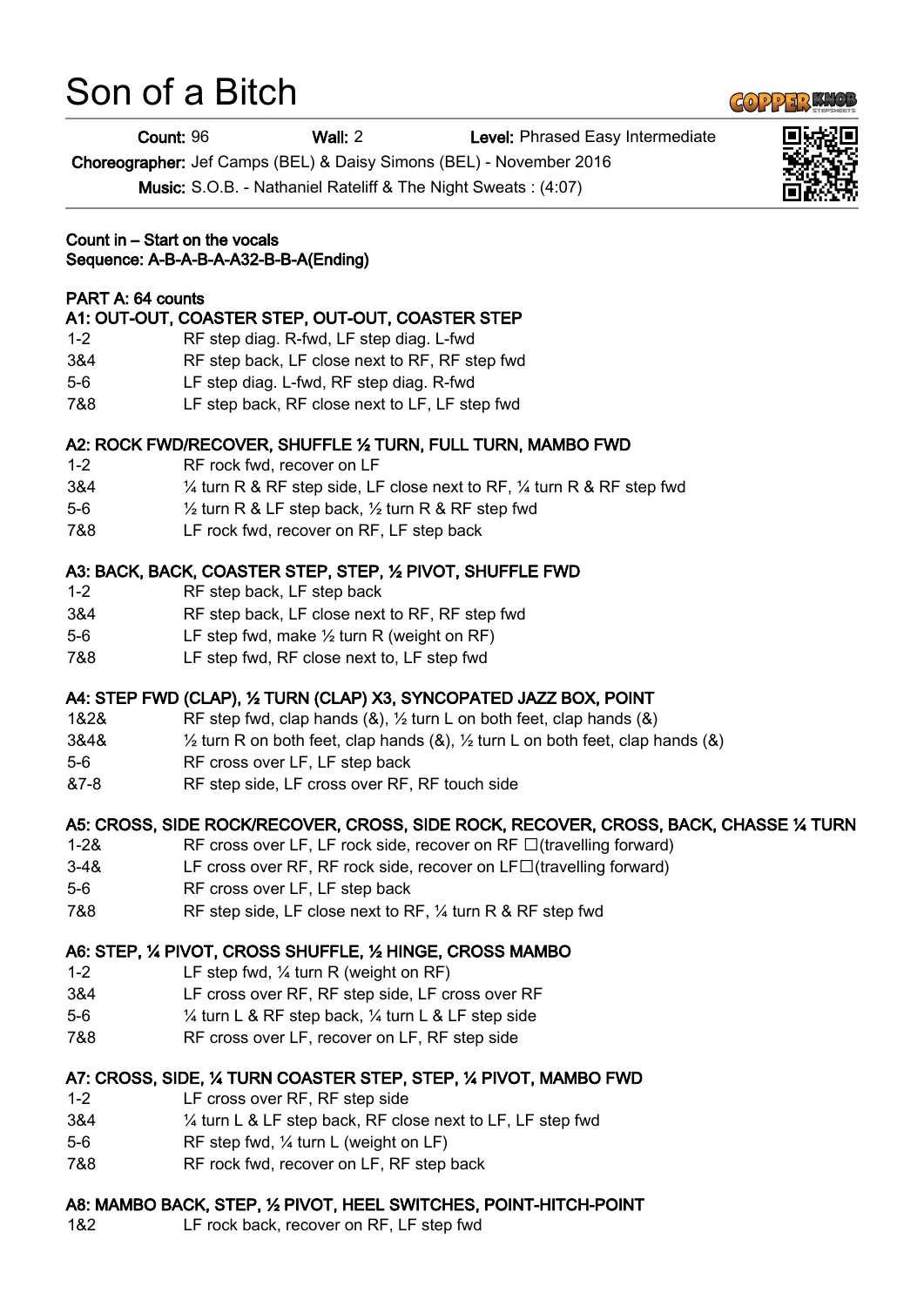# Son of a Bitch

**Count:** 96 **Wall:** 2 **Level:** Phrased Easy Intermediate

**Choreographer:** Jef Camps (BEL) & Daisy Simons (BEL) - November 2016

**Music:** S.O.B. - Nathaniel Rateliff & The Night Sweats : (4:07)

**Count in – Start on the vocals**
**Sequence: A-B-A-B-A-A32-B-B-A(Ending)**

**PART A: 64 counts**

**A1: OUT-OUT, COASTER STEP, OUT-OUT, COASTER STEP**

| | |
|---|---|
| 1-2 | RF step diag. R-fwd, LF step diag. L-fwd |
| 3&4 | RF step back, LF close next to RF, RF step fwd |
| 5-6 | LF step diag. L-fwd, RF step diag. R-fwd |
| 7&8 | LF step back, RF close next to LF, LF step fwd |

**A2: ROCK FWD/RECOVER, SHUFFLE ½ TURN, FULL TURN, MAMBO FWD**

| | |
|---|---|
| 1-2 | RF rock fwd, recover on LF |
| 3&4 | ¼ turn R & RF step side, LF close next to RF, ¼ turn R & RF step fwd |
| 5-6 | ½ turn R & LF step back, ½ turn R & RF step fwd |
| 7&8 | LF rock fwd, recover on RF, LF step back |

**A3: BACK, BACK, COASTER STEP, STEP, ½ PIVOT, SHUFFLE FWD**

| | |
|---|---|
| 1-2 | RF step back, LF step back |
| 3&4 | RF step back, LF close next to RF, RF step fwd |
| 5-6 | LF step fwd, make ½ turn R (weight on RF) |
| 7&8 | LF step fwd, RF close next to, LF step fwd |

**A4: STEP FWD (CLAP), ½ TURN (CLAP) X3, SYNCOPATED JAZZ BOX, POINT**

| | |
|---|---|
| 1&2& | RF step fwd, clap hands (&), ½ turn L on both feet, clap hands (&) |
| 3&4& | ½ turn R on both feet, clap hands (&), ½ turn L on both feet, clap hands (&) |
| 5-6 | RF cross over LF, LF step back |
| &7-8 | RF step side, LF cross over RF, RF touch side |

**A5: CROSS, SIDE ROCK/RECOVER, CROSS, SIDE ROCK, RECOVER, CROSS, BACK, CHASSE ¼ TURN**

| | |
|---|---|
| 1-2& | RF cross over LF, LF rock side, recover on RF □(travelling forward) |
| 3-4& | LF cross over RF, RF rock side, recover on LF□(travelling forward) |
| 5-6 | RF cross over LF, LF step back |
| 7&8 | RF step side, LF close next to RF, ¼ turn R & RF step fwd |

**A6: STEP, ¼ PIVOT, CROSS SHUFFLE, ½ HINGE, CROSS MAMBO**

| | |
|---|---|
| 1-2 | LF step fwd, ¼ turn R (weight on RF) |
| 3&4 | LF cross over RF, RF step side, LF cross over RF |
| 5-6 | ¼ turn L & RF step back, ¼ turn L & LF step side |
| 7&8 | RF cross over LF, recover on LF, RF step side |

**A7: CROSS, SIDE, ¼ TURN COASTER STEP, STEP, ¼ PIVOT, MAMBO FWD**

| | |
|---|---|
| 1-2 | LF cross over RF, RF step side |
| 3&4 | ¼ turn L & LF step back, RF close next to LF, LF step fwd |
| 5-6 | RF step fwd, ¼ turn L (weight on LF) |
| 7&8 | RF rock fwd, recover on LF, RF step back |

**A8: MAMBO BACK, STEP, ½ PIVOT, HEEL SWITCHES, POINT-HITCH-POINT**

| | |
|---|---|
| 1&2 | LF rock back, recover on RF, LF step fwd |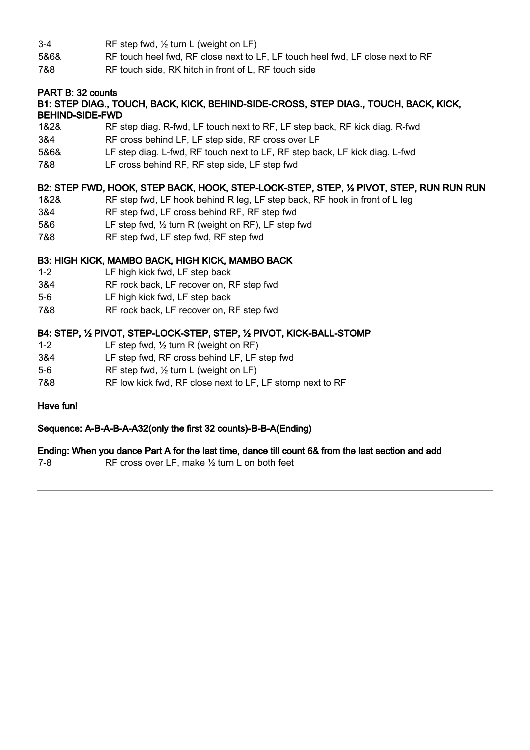| | |
|---|---|
| 3-4 | RF step fwd, ½ turn L (weight on LF) |
| 5&6& | RF touch heel fwd, RF close next to LF, LF touch heel fwd, LF close next to RF |
| 7&8 | RF touch side, RK hitch in front of L, RF touch side |

**PART B: 32 counts**

**B1: STEP DIAG., TOUCH, BACK, KICK, BEHIND-SIDE-CROSS, STEP DIAG., TOUCH, BACK, KICK, BEHIND-SIDE-FWD**

| | |
|---|---|
| 1&2& | RF step diag. R-fwd, LF touch next to RF, LF step back, RF kick diag. R-fwd |
| 3&4 | RF cross behind LF, LF step side, RF cross over LF |
| 5&6& | LF step diag. L-fwd, RF touch next to LF, RF step back, LF kick diag. L-fwd |
| 7&8 | LF cross behind RF, RF step side, LF step fwd |

**B2: STEP FWD, HOOK, STEP BACK, HOOK, STEP-LOCK-STEP, STEP, ½ PIVOT, STEP, RUN RUN RUN**

| | |
|---|---|
| 1&2& | RF step fwd, LF hook behind R leg, LF step back, RF hook in front of L leg |
| 3&4 | RF step fwd, LF cross behind RF, RF step fwd |
| 5&6 | LF step fwd, ½ turn R (weight on RF), LF step fwd |
| 7&8 | RF step fwd, LF step fwd, RF step fwd |

**B3: HIGH KICK, MAMBO BACK, HIGH KICK, MAMBO BACK**

| | |
|---|---|
| 1-2 | LF high kick fwd, LF step back |
| 3&4 | RF rock back, LF recover on, RF step fwd |
| 5-6 | LF high kick fwd, LF step back |
| 7&8 | RF rock back, LF recover on, RF step fwd |

**B4: STEP, ½ PIVOT, STEP-LOCK-STEP, STEP, ½ PIVOT, KICK-BALL-STOMP**

| | |
|---|---|
| 1-2 | LF step fwd, ½ turn R (weight on RF) |
| 3&4 | LF step fwd, RF cross behind LF, LF step fwd |
| 5-6 | RF step fwd, ½ turn L (weight on LF) |
| 7&8 | RF low kick fwd, RF close next to LF, LF stomp next to RF |

**Have fun!**

**Sequence: A-B-A-B-A-A32(only the first 32 counts)-B-B-A(Ending)**

**Ending: When you dance Part A for the last time, dance till count 6& from the last section and add**

| | |
|---|---|
| 7-8 | RF cross over LF, make ½ turn L on both feet |